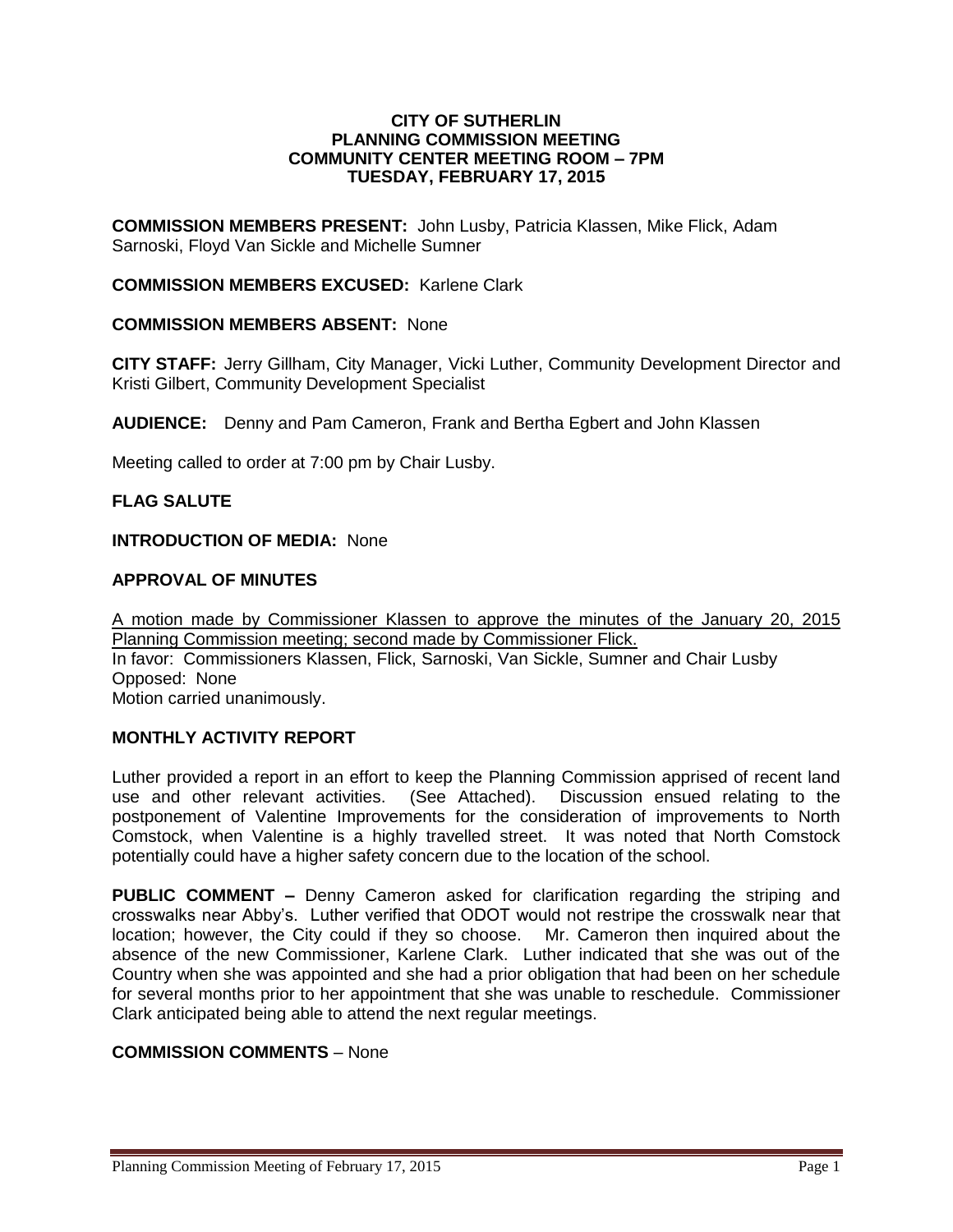**CITY OF SUTHERLIN**
**PLANNING COMMISSION MEETING**
**COMMUNITY CENTER MEETING ROOM – 7PM**
**TUESDAY, FEBRUARY 17, 2015**

**COMMISSION MEMBERS PRESENT:** John Lusby, Patricia Klassen, Mike Flick, Adam Sarnoski, Floyd Van Sickle and Michelle Sumner

**COMMISSION MEMBERS EXCUSED:** Karlene Clark

**COMMISSION MEMBERS ABSENT:** None

**CITY STAFF:** Jerry Gillham, City Manager, Vicki Luther, Community Development Director and Kristi Gilbert, Community Development Specialist

**AUDIENCE:** Denny and Pam Cameron, Frank and Bertha Egbert and John Klassen

Meeting called to order at 7:00 pm by Chair Lusby.

**FLAG SALUTE**

**INTRODUCTION OF MEDIA:** None

**APPROVAL OF MINUTES**

A motion made by Commissioner Klassen to approve the minutes of the January 20, 2015 Planning Commission meeting; second made by Commissioner Flick.
In favor: Commissioners Klassen, Flick, Sarnoski, Van Sickle, Sumner and Chair Lusby
Opposed: None
Motion carried unanimously.

**MONTHLY ACTIVITY REPORT**

Luther provided a report in an effort to keep the Planning Commission apprised of recent land use and other relevant activities. (See Attached). Discussion ensued relating to the postponement of Valentine Improvements for the consideration of improvements to North Comstock, when Valentine is a highly travelled street. It was noted that North Comstock potentially could have a higher safety concern due to the location of the school.

**PUBLIC COMMENT –** Denny Cameron asked for clarification regarding the striping and crosswalks near Abby's. Luther verified that ODOT would not restripe the crosswalk near that location; however, the City could if they so choose. Mr. Cameron then inquired about the absence of the new Commissioner, Karlene Clark. Luther indicated that she was out of the Country when she was appointed and she had a prior obligation that had been on her schedule for several months prior to her appointment that she was unable to reschedule. Commissioner Clark anticipated being able to attend the next regular meetings.

**COMMISSION COMMENTS** – None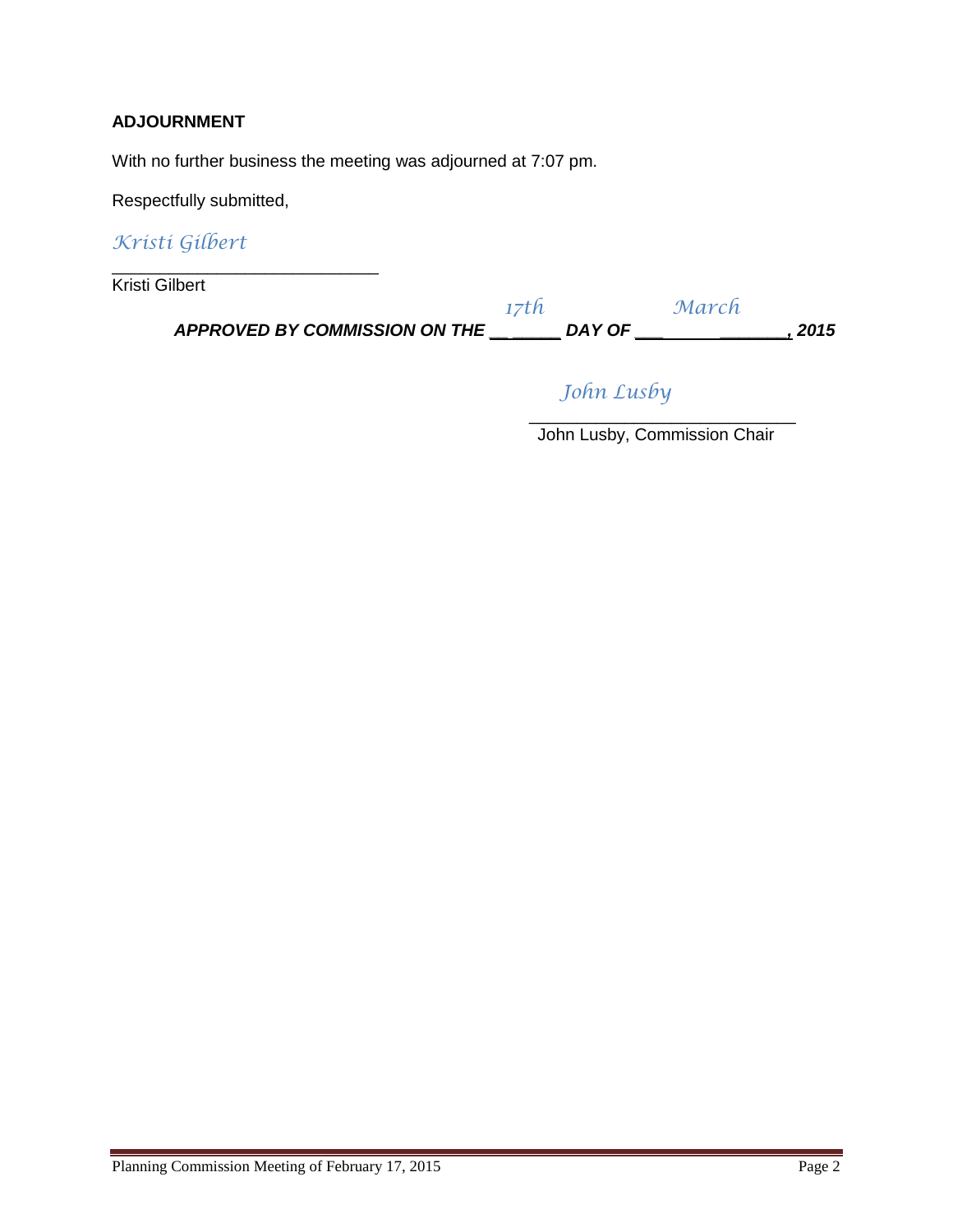**ADJOURNMENT**

With no further business the meeting was adjourned at 7:07 pm.

Respectfully submitted,

*Kristi Gilbert*

______________________________
Kristi Gilbert

***APPROVED BY COMMISSION ON THE*** *17th* ***DAY OF*** *March****, 2015***

*John Lusby*

______________________________
John Lusby, Commission Chair